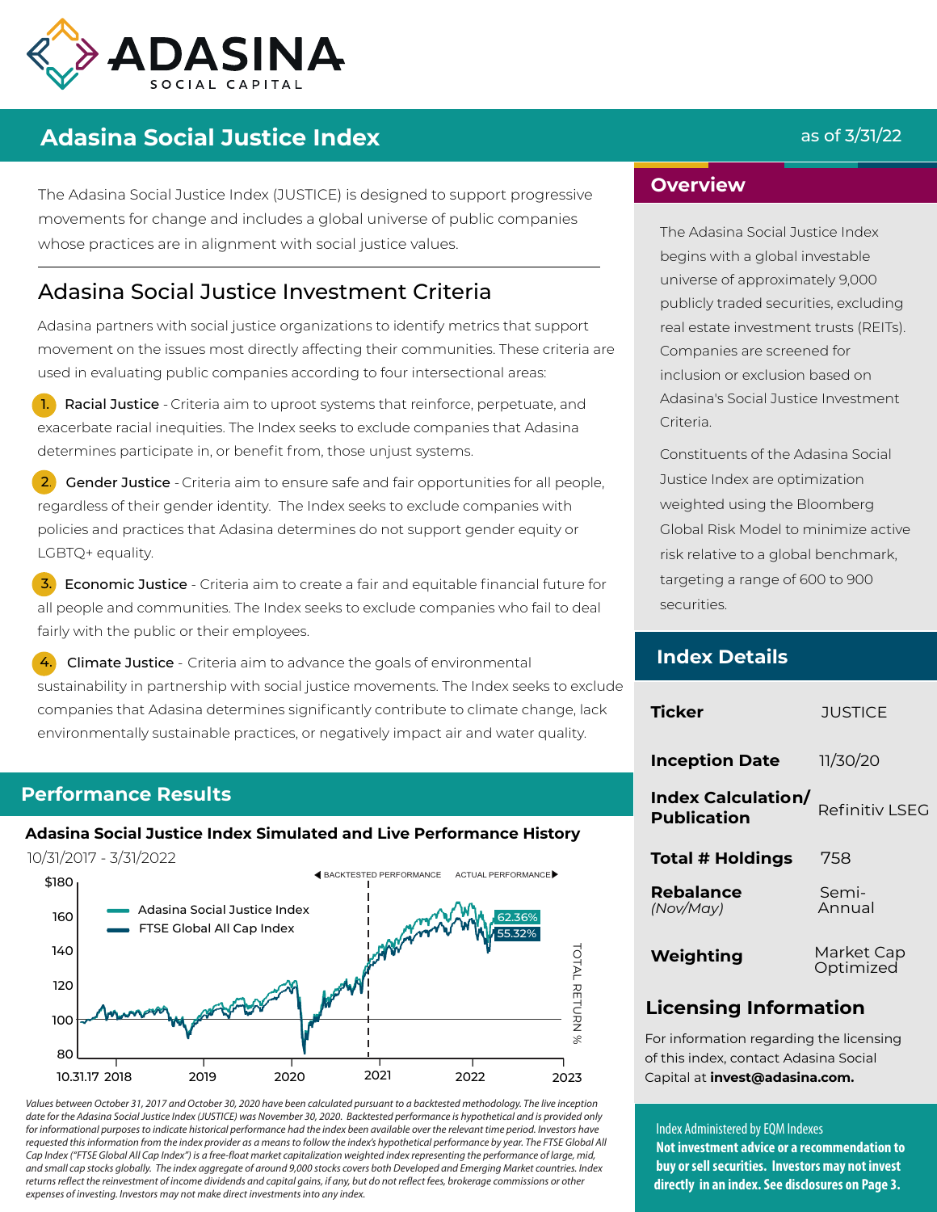# ADASINA SOCIAL CAPITAL

## Adasina Social Justice Index

as of 3/31/22

The Adasina Social Justice Index (JUSTICE) is designed to support progressive movements for change and includes a global universe of public companies whose practices are in alignment with social justice values.

## Adasina Social Justice Investment Criteria

Adasina partners with social justice organizations to identify metrics that support movement on the issues most directly affecting their communities. These criteria are used in evaluating public companies according to four intersectional areas:

1. **Racial Justice** - Criteria aim to uproot systems that reinforce, perpetuate, and exacerbate racial inequities. The Index seeks to exclude companies that Adasina determines participate in, or benefit from, those unjust systems.
2. **Gender Justice** - Criteria aim to ensure safe and fair opportunities for all people, regardless of their gender identity. The Index seeks to exclude companies with policies and practices that Adasina determines do not support gender equity or LGBTQ+ equality.
3. **Economic Justice** - Criteria aim to create a fair and equitable financial future for all people and communities. The Index seeks to exclude companies who fail to deal fairly with the public or their employees.
4. **Climate Justice** - Criteria aim to advance the goals of environmental sustainability in partnership with social justice movements. The Index seeks to exclude companies that Adasina determines significantly contribute to climate change, lack environmentally sustainable practices, or negatively impact air and water quality.

## Overview

The Adasina Social Justice Index begins with a global investable universe of approximately 9,000 publicly traded securities, excluding real estate investment trusts (REITs). Companies are screened for inclusion or exclusion based on Adasina's Social Justice Investment Criteria.

Constituents of the Adasina Social Justice Index are optimization weighted using the Bloomberg Global Risk Model to minimize active risk relative to a global benchmark, targeting a range of 600 to 900 securities.

## Performance Results

### Adasina Social Justice Index Simulated and Live Performance History

10/31/2017 - 3/31/2022

Chart: Backtested performance / Actual performance (Total Return %), y-axis $80–$180, x-axis 10.31.17 to 2023. Adasina Social Justice Index: 62.36%; FTSE Global All Cap Index: 55.32%.

*Values between October 31, 2017 and October 30, 2020 have been calculated pursuant to a backtested methodology. The live inception date for the Adasina Social Justice Index (JUSTICE) was November 30, 2020. Backtested performance is hypothetical and is provided only for informational purposes to indicate historical performance had the index been available over the relevant time period. Investors have requested this information from the index provider as a means to follow the index's hypothetical performance by year. The FTSE Global All Cap Index ("FTSE Global All Cap Index") is a free-float market capitalization weighted index representing the performance of large, mid, and small cap stocks globally. The index aggregate of around 9,000 stocks covers both Developed and Emerging Market countries. Index returns reflect the reinvestment of income dividends and capital gains, if any, but do not reflect fees, brokerage commissions or other expenses of investing. Investors may not make direct investments into any index.*

## Index Details

| | |
|---|---|
| **Ticker** | JUSTICE |
| **Inception Date** | 11/30/20 |
| **Index Calculation/ Publication** | Refinitiv LSEG |
| **Total # Holdings** | 758 |
| **Rebalance** *(Nov/May)* | Semi-Annual |
| **Weighting** | Market Cap Optimized |

## Licensing Information

For information regarding the licensing of this index, contact Adasina Social Capital at **invest@adasina.com.**

Index Administered by EQM Indexes

**Not investment advice or a recommendation to buy or sell securities. Investors may not invest directly in an index. See disclosures on Page 3.**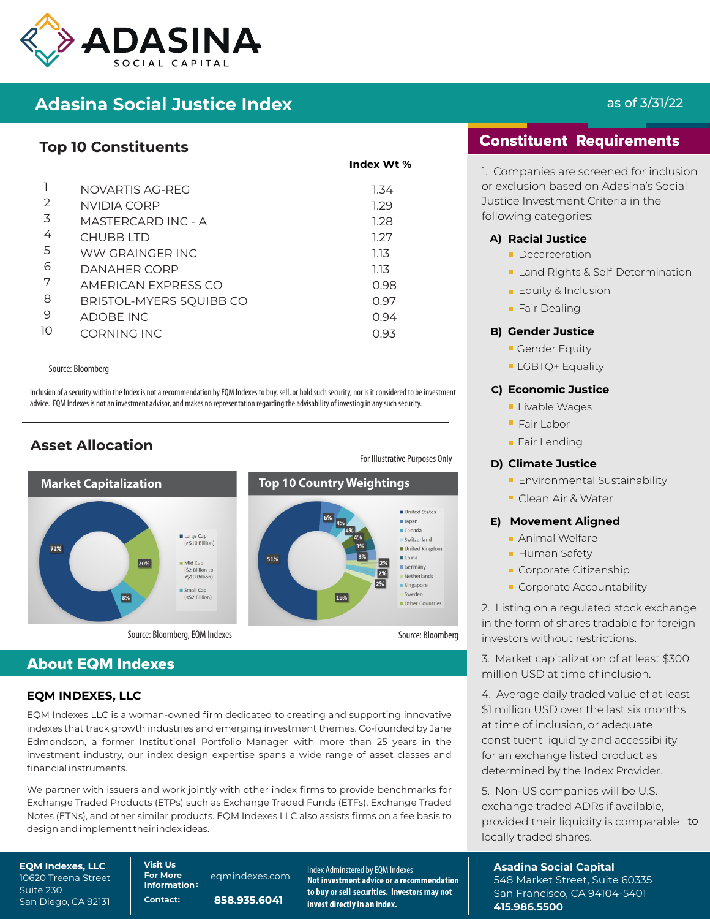# ADASINA SOCIAL CAPITAL

## Adasina Social Justice Index

as of 3/31/22

## Top 10 Constituents

| | | Index Wt % |
|---|---|---|
| 1 | NOVARTIS AG-REG | 1.34 |
| 2 | NVIDIA CORP | 1.29 |
| 3 | MASTERCARD INC - A | 1.28 |
| 4 | CHUBB LTD | 1.27 |
| 5 | WW GRAINGER INC | 1.13 |
| 6 | DANAHER CORP | 1.13 |
| 7 | AMERICAN EXPRESS CO | 0.98 |
| 8 | BRISTOL-MYERS SQUIBB CO | 0.97 |
| 9 | ADOBE INC | 0.94 |
| 10 | CORNING INC | 0.93 |

Source: Bloomberg

Inclusion of a security within the Index is not a recommendation by EQM Indexes to buy, sell, or hold such security, nor is it considered to be investment advice. EQM Indexes is not an investment advisor, and makes no representation regarding the advisability of investing in any such security.

## Asset Allocation

For Illustrative Purposes Only

### Market Capitalization

- Large Cap (>$10 Billion): 72%
- Mid Cap ($2 Billion to <$10 Billion): 20%
- Small Cap (<$2 Billion): 8%

Source: Bloomberg, EQM Indexes

### Top 10 Country Weightings

- United States: 51%
- Japan
- Canada
- Switzerland
- United Kingdom
- China
- Germany
- Netherlands
- Singapore
- Sweden
- Other Countries: 19%

(Other segment values shown: 6%, 4%, 4%, 4%, 3%, 3%, 2%, 2%, 2%)

Source: Bloomberg

## Constituent Requirements

1. Companies are screened for inclusion or exclusion based on Adasina's Social Justice Investment Criteria in the following categories:

**A) Racial Justice**
- Decarceration
- Land Rights & Self-Determination
- Equity & Inclusion
- Fair Dealing

**B) Gender Justice**
- Gender Equity
- LGBTQ+ Equality

**C) Economic Justice**
- Livable Wages
- Fair Labor
- Fair Lending

**D) Climate Justice**
- Environmental Sustainability
- Clean Air & Water

**E) Movement Aligned**
- Animal Welfare
- Human Safety
- Corporate Citizenship
- Corporate Accountability

2. Listing on a regulated stock exchange in the form of shares tradable for foreign investors without restrictions.

3. Market capitalization of at least $300 million USD at time of inclusion.

4. Average daily traded value of at least $1 million USD over the last six months at time of inclusion, or adequate constituent liquidity and accessibility for an exchange listed product as determined by the Index Provider.

5. Non-US companies will be U.S. exchange traded ADRs if available, provided their liquidity is comparable to locally traded shares.

## About EQM Indexes

### EQM INDEXES, LLC

EQM Indexes LLC is a woman-owned firm dedicated to creating and supporting innovative indexes that track growth industries and emerging investment themes. Co-founded by Jane Edmondson, a former Institutional Portfolio Manager with more than 25 years in the investment industry, our index design expertise spans a wide range of asset classes and financial instruments.

We partner with issuers and work jointly with other index firms to provide benchmarks for Exchange Traded Products (ETPs) such as Exchange Traded Funds (ETFs), Exchange Traded Notes (ETNs), and other similar products. EQM Indexes LLC also assists firms on a fee basis to design and implement their index ideas.

**EQM Indexes, LLC**
10620 Treena Street
Suite 230
San Diego, CA 92131

**Visit Us For More Information:** eqmindexes.com
**Contact:** 858.935.6041

Index Adminstered by EQM Indexes
**Not investment advice or a recommendation to buy or sell securities. Investors may not invest directly in an index.**

**Asadina Social Capital**
548 Market Street, Suite 60335
San Francisco, CA 94104-5401
**415.986.5500**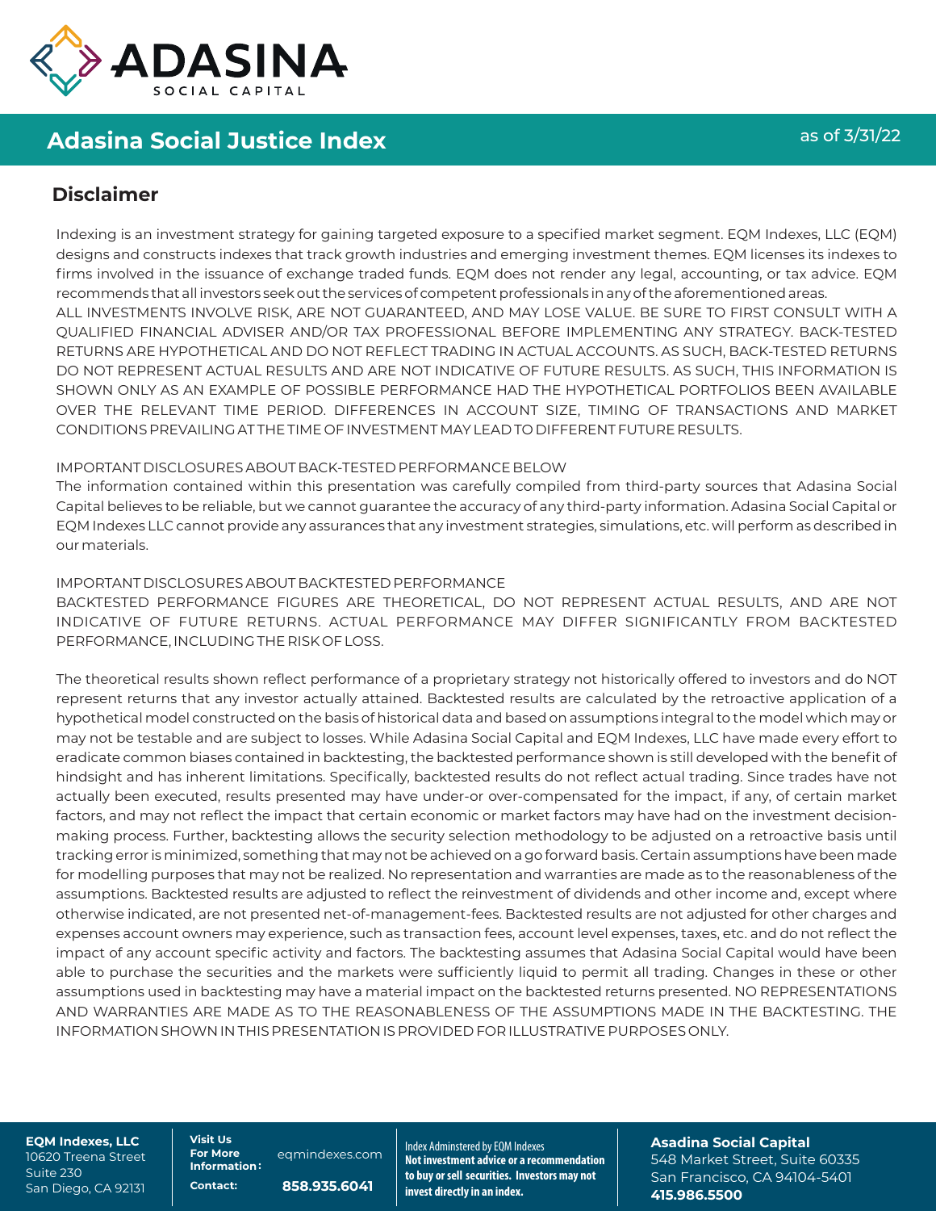# Adasina Social Justice Index

as of 3/31/22

## Disclaimer

Indexing is an investment strategy for gaining targeted exposure to a specified market segment. EQM Indexes, LLC (EQM) designs and constructs indexes that track growth industries and emerging investment themes. EQM licenses its indexes to firms involved in the issuance of exchange traded funds. EQM does not render any legal, accounting, or tax advice. EQM recommends that all investors seek out the services of competent professionals in any of the aforementioned areas.
ALL INVESTMENTS INVOLVE RISK, ARE NOT GUARANTEED, AND MAY LOSE VALUE. BE SURE TO FIRST CONSULT WITH A QUALIFIED FINANCIAL ADVISER AND/OR TAX PROFESSIONAL BEFORE IMPLEMENTING ANY STRATEGY. BACK-TESTED RETURNS ARE HYPOTHETICAL AND DO NOT REFLECT TRADING IN ACTUAL ACCOUNTS. AS SUCH, BACK-TESTED RETURNS DO NOT REPRESENT ACTUAL RESULTS AND ARE NOT INDICATIVE OF FUTURE RESULTS. AS SUCH, THIS INFORMATION IS SHOWN ONLY AS AN EXAMPLE OF POSSIBLE PERFORMANCE HAD THE HYPOTHETICAL PORTFOLIOS BEEN AVAILABLE OVER THE RELEVANT TIME PERIOD. DIFFERENCES IN ACCOUNT SIZE, TIMING OF TRANSACTIONS AND MARKET CONDITIONS PREVAILING AT THE TIME OF INVESTMENT MAY LEAD TO DIFFERENT FUTURE RESULTS.

IMPORTANT DISCLOSURES ABOUT BACK-TESTED PERFORMANCE BELOW
The information contained within this presentation was carefully compiled from third-party sources that Adasina Social Capital believes to be reliable, but we cannot guarantee the accuracy of any third-party information. Adasina Social Capital or EQM Indexes LLC cannot provide any assurances that any investment strategies, simulations, etc. will perform as described in our materials.

IMPORTANT DISCLOSURES ABOUT BACKTESTED PERFORMANCE
BACKTESTED PERFORMANCE FIGURES ARE THEORETICAL, DO NOT REPRESENT ACTUAL RESULTS, AND ARE NOT INDICATIVE OF FUTURE RETURNS. ACTUAL PERFORMANCE MAY DIFFER SIGNIFICANTLY FROM BACKTESTED PERFORMANCE, INCLUDING THE RISK OF LOSS.

The theoretical results shown reflect performance of a proprietary strategy not historically offered to investors and do NOT represent returns that any investor actually attained. Backtested results are calculated by the retroactive application of a hypothetical model constructed on the basis of historical data and based on assumptions integral to the model which may or may not be testable and are subject to losses. While Adasina Social Capital and EQM Indexes, LLC have made every effort to eradicate common biases contained in backtesting, the backtested performance shown is still developed with the benefit of hindsight and has inherent limitations. Specifically, backtested results do not reflect actual trading. Since trades have not actually been executed, results presented may have under-or over-compensated for the impact, if any, of certain market factors, and may not reflect the impact that certain economic or market factors may have had on the investment decision-making process. Further, backtesting allows the security selection methodology to be adjusted on a retroactive basis until tracking error is minimized, something that may not be achieved on a go forward basis. Certain assumptions have been made for modelling purposes that may not be realized. No representation and warranties are made as to the reasonableness of the assumptions. Backtested results are adjusted to reflect the reinvestment of dividends and other income and, except where otherwise indicated, are not presented net-of-management-fees. Backtested results are not adjusted for other charges and expenses account owners may experience, such as transaction fees, account level expenses, taxes, etc. and do not reflect the impact of any account specific activity and factors. The backtesting assumes that Adasina Social Capital would have been able to purchase the securities and the markets were sufficiently liquid to permit all trading. Changes in these or other assumptions used in backtesting may have a material impact on the backtested returns presented. NO REPRESENTATIONS AND WARRANTIES ARE MADE AS TO THE REASONABLENESS OF THE ASSUMPTIONS MADE IN THE BACKTESTING. THE INFORMATION SHOWN IN THIS PRESENTATION IS PROVIDED FOR ILLUSTRATIVE PURPOSES ONLY.

**EQM Indexes, LLC**
10620 Treena Street
Suite 230
San Diego, CA 92131

**Visit Us For More Information:** eqmindexes.com
**Contact:** **858.935.6041**

Index Adminstered by EQM Indexes
**Not investment advice or a recommendation to buy or sell securities. Investors may not invest directly in an index.**

**Asadina Social Capital**
548 Market Street, Suite 60335
San Francisco, CA 94104-5401
**415.986.5500**